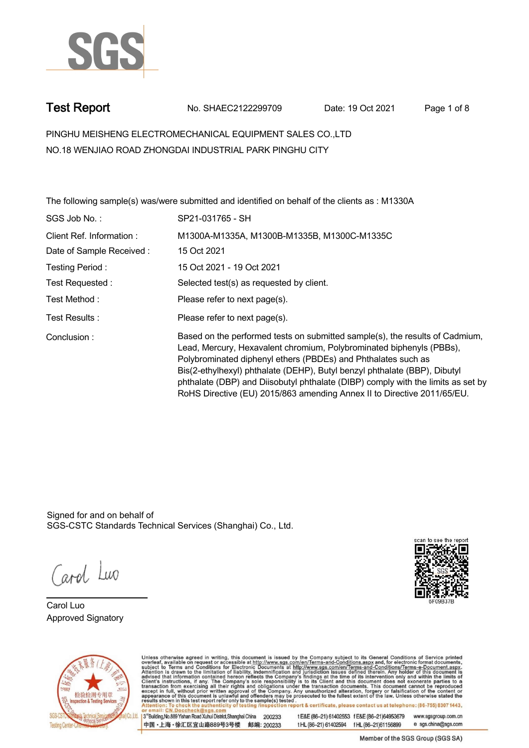# Test Report

No. SHAEC2122299709 Date: 19 Oct 2021

PINGHU MEISHENG ELECTROMECHANICAL EQUIPMENT SALES CO.,LTD
NO.18 WENJIAO ROAD ZHONGDAI INDUSTRIAL PARK PINGHU CITY

The following sample(s) was/were submitted and identified on behalf of the clients as : M1330A

| | |
|---|---|
| SGS Job No. : | SP21-031765 - SH |
| Client Ref. Information : | M1300A-M1335A, M1300B-M1335B, M1300C-M1335C |
| Date of Sample Received : | 15 Oct 2021 |
| Testing Period : | 15 Oct 2021 - 19 Oct 2021 |
| Test Requested : | Selected test(s) as requested by client. |
| Test Method : | Please refer to next page(s). |
| Test Results : | Please refer to next page(s). |
| Conclusion : | Based on the performed tests on submitted sample(s), the results of Cadmium, Lead, Mercury, Hexavalent chromium, Polybrominated biphenyls (PBBs), Polybrominated diphenyl ethers (PBDEs) and Phthalates such as Bis(2-ethylhexyl) phthalate (DEHP), Butyl benzyl phthalate (BBP), Dibutyl phthalate (DBP) and Diisobutyl phthalate (DIBP) comply with the limits as set by RoHS Directive (EU) 2015/863 amending Annex II to Directive 2011/65/EU. |

Signed for and on behalf of
SGS-CSTC Standards Technical Services (Shanghai) Co., Ltd.

Carol Luo
Approved Signatory

scan to see the report
6F09B37B

Unless otherwise agreed in writing, this document is issued by the Company subject to its General Conditions of Service printed overleaf, available on request or accessible at http://www.sgs.com/en/Terms-and-Conditions.aspx and, for electronic format documents, subject to Terms and Conditions for Electronic Documents at http://www.sgs.com/en/Terms-and-Conditions/Terms-e-Document.aspx. Attention is drawn to the limitation of liability, indemnification and jurisdiction issues defined therein. Any holder of this document is advised that information contained hereon reflects the Company's findings at the time of its intervention only and within the limits of Client's instructions, if any. The Company's sole responsibility is to its Client and this document does not exonerate parties to a transaction from exercising all their rights and obligations under the transaction documents. This document cannot be reproduced except in full, without prior written approval of the Company. Any unauthorized alteration, forgery or falsification of the content or appearance of this document is unlawful and offenders may be prosecuted to the fullest extent of the law. Unless otherwise stated the results shown in this test report refer only to the sample(s) tested.
Attention: To check the authenticity of testing /inspection report & certificate, please contact us at telephone: (86-755) 8307 1443, or email: CN.Doccheck@sgs.com

3rd Building, No.889 Yishan Road Xuhui District, Shanghai China 200233 t E&E (86-21) 61402553 f E&E (86-21)64953679 www.sgsgroup.com.cn
中国・上海・徐汇区宜山路889号3号楼 邮编: 200233 t HL (86-21) 61402594 f HL (86-21)61156899 e sgs.china@sgs.com

Member of the SGS Group (SGS SA)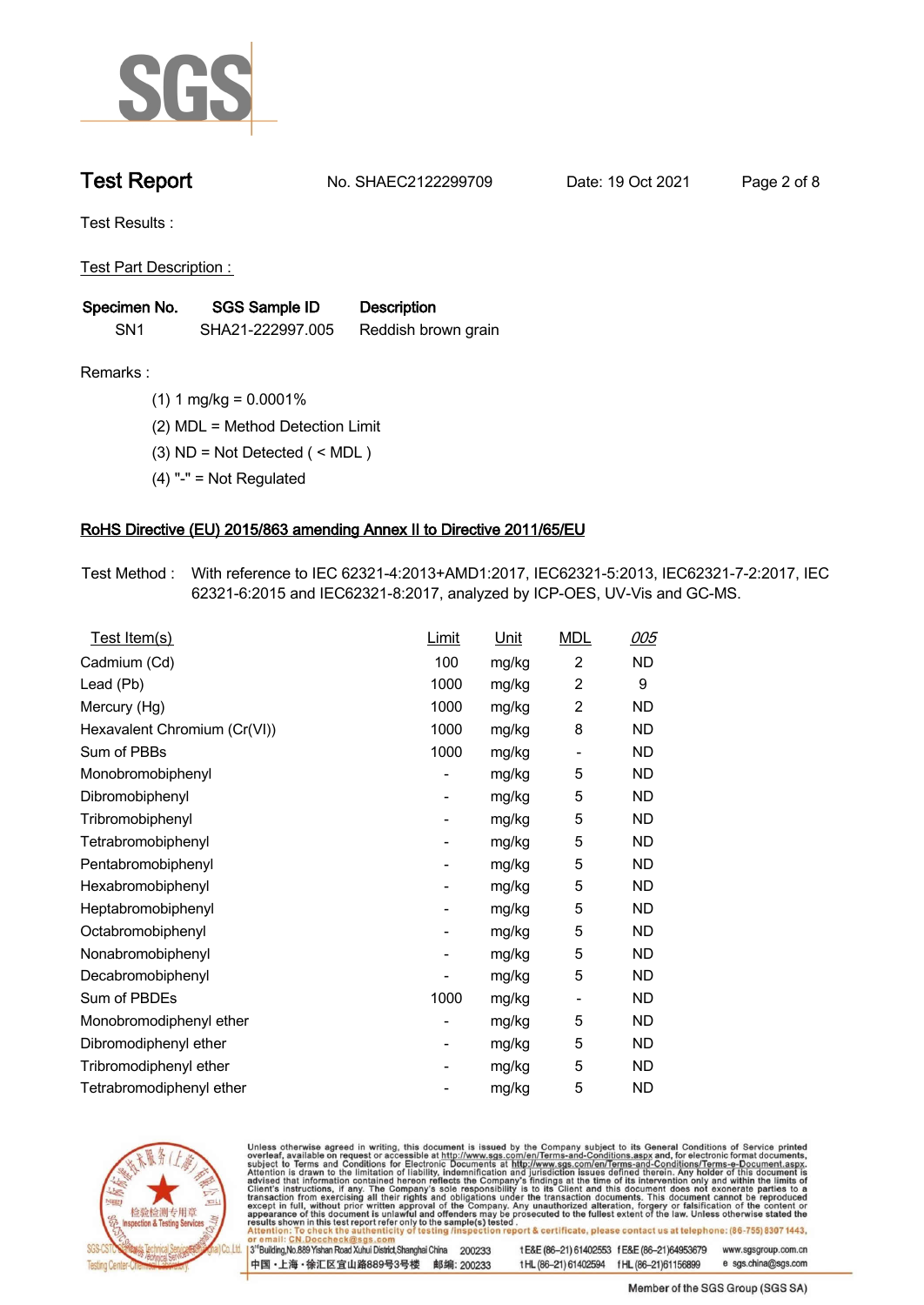# Test Report

No. SHAEC2122299709 Date: 19 Oct 2021

Test Results :

Test Part Description :

| Specimen No. | SGS Sample ID | Description |
|---|---|---|
| SN1 | SHA21-222997.005 | Reddish brown grain |

Remarks :

(1) 1 mg/kg = 0.0001%

(2) MDL = Method Detection Limit

(3) ND = Not Detected ( < MDL )

(4) "-" = Not Regulated

## RoHS Directive (EU) 2015/863 amending Annex II to Directive 2011/65/EU

Test Method : With reference to IEC 62321-4:2013+AMD1:2017, IEC62321-5:2013, IEC62321-7-2:2017, IEC 62321-6:2015 and IEC62321-8:2017, analyzed by ICP-OES, UV-Vis and GC-MS.

| Test Item(s) | Limit | Unit | MDL | 005 |
|---|---|---|---|---|
| Cadmium (Cd) | 100 | mg/kg | 2 | ND |
| Lead (Pb) | 1000 | mg/kg | 2 | 9 |
| Mercury (Hg) | 1000 | mg/kg | 2 | ND |
| Hexavalent Chromium (Cr(VI)) | 1000 | mg/kg | 8 | ND |
| Sum of PBBs | 1000 | mg/kg | - | ND |
| Monobromobiphenyl | - | mg/kg | 5 | ND |
| Dibromobiphenyl | - | mg/kg | 5 | ND |
| Tribromobiphenyl | - | mg/kg | 5 | ND |
| Tetrabromobiphenyl | - | mg/kg | 5 | ND |
| Pentabromobiphenyl | - | mg/kg | 5 | ND |
| Hexabromobiphenyl | - | mg/kg | 5 | ND |
| Heptabromobiphenyl | - | mg/kg | 5 | ND |
| Octabromobiphenyl | - | mg/kg | 5 | ND |
| Nonabromobiphenyl | - | mg/kg | 5 | ND |
| Decabromobiphenyl | - | mg/kg | 5 | ND |
| Sum of PBDEs | 1000 | mg/kg | - | ND |
| Monobromodiphenyl ether | - | mg/kg | 5 | ND |
| Dibromodiphenyl ether | - | mg/kg | 5 | ND |
| Tribromodiphenyl ether | - | mg/kg | 5 | ND |
| Tetrabromodiphenyl ether | - | mg/kg | 5 | ND |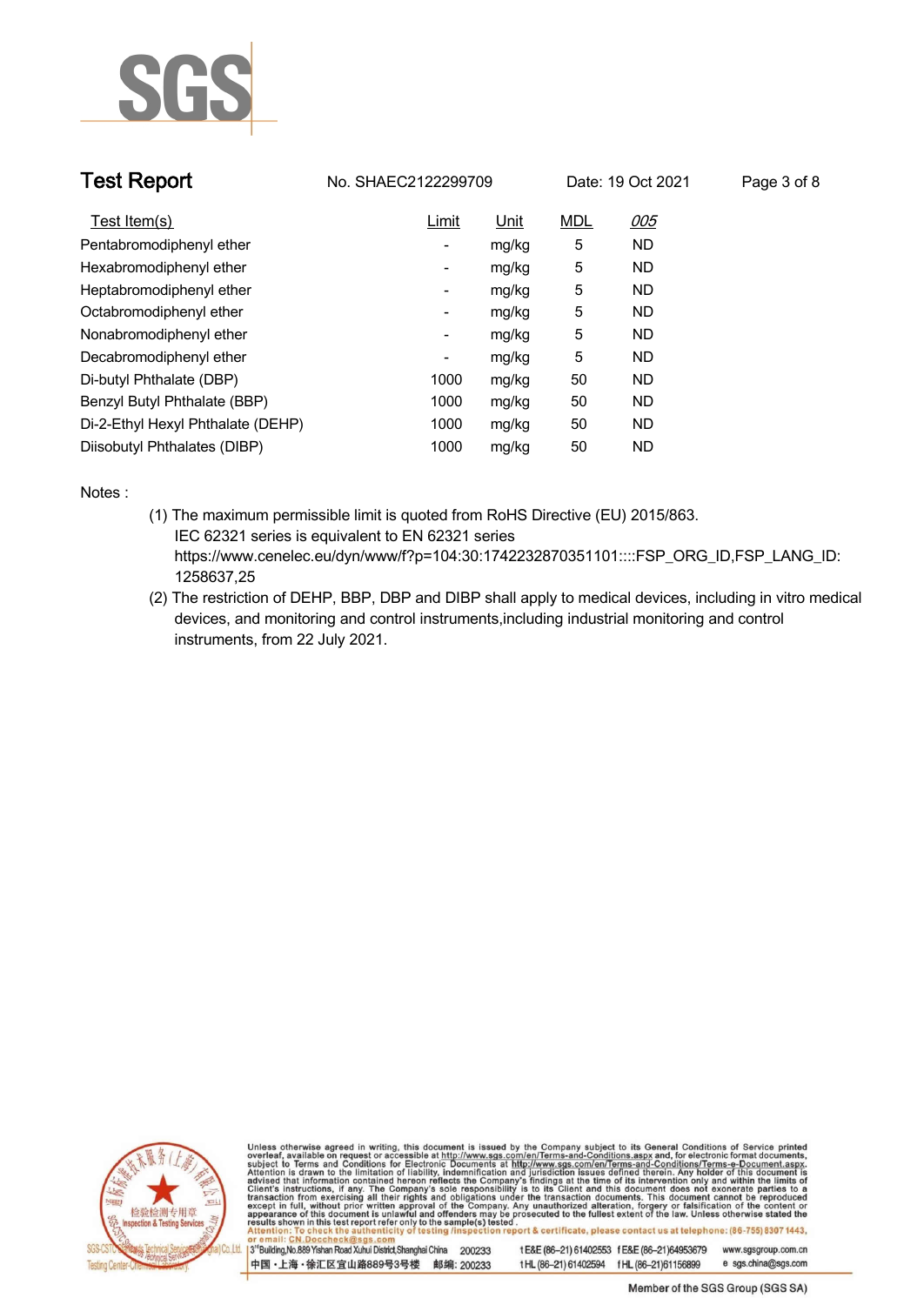| Test Item(s) | Limit | Unit | MDL | 005 |
|---|---|---|---|---|
| Pentabromodiphenyl ether | - | mg/kg | 5 | ND |
| Hexabromodiphenyl ether | - | mg/kg | 5 | ND |
| Heptabromodiphenyl ether | - | mg/kg | 5 | ND |
| Octabromodiphenyl ether | - | mg/kg | 5 | ND |
| Nonabromodiphenyl ether | - | mg/kg | 5 | ND |
| Decabromodiphenyl ether | - | mg/kg | 5 | ND |
| Di-butyl Phthalate (DBP) | 1000 | mg/kg | 50 | ND |
| Benzyl Butyl Phthalate (BBP) | 1000 | mg/kg | 50 | ND |
| Di-2-Ethyl Hexyl Phthalate (DEHP) | 1000 | mg/kg | 50 | ND |
| Diisobutyl Phthalates (DIBP) | 1000 | mg/kg | 50 | ND |

Notes :

(1) The maximum permissible limit is quoted from RoHS Directive (EU) 2015/863.
IEC 62321 series is equivalent to EN 62321 series
https://www.cenelec.eu/dyn/www/f?p=104:30:1742232870351101::::FSP_ORG_ID,FSP_LANG_ID:1258637,25

(2) The restriction of DEHP, BBP, DBP and DIBP shall apply to medical devices, including in vitro medical devices, and monitoring and control instruments,including industrial monitoring and control instruments, from 22 July 2021.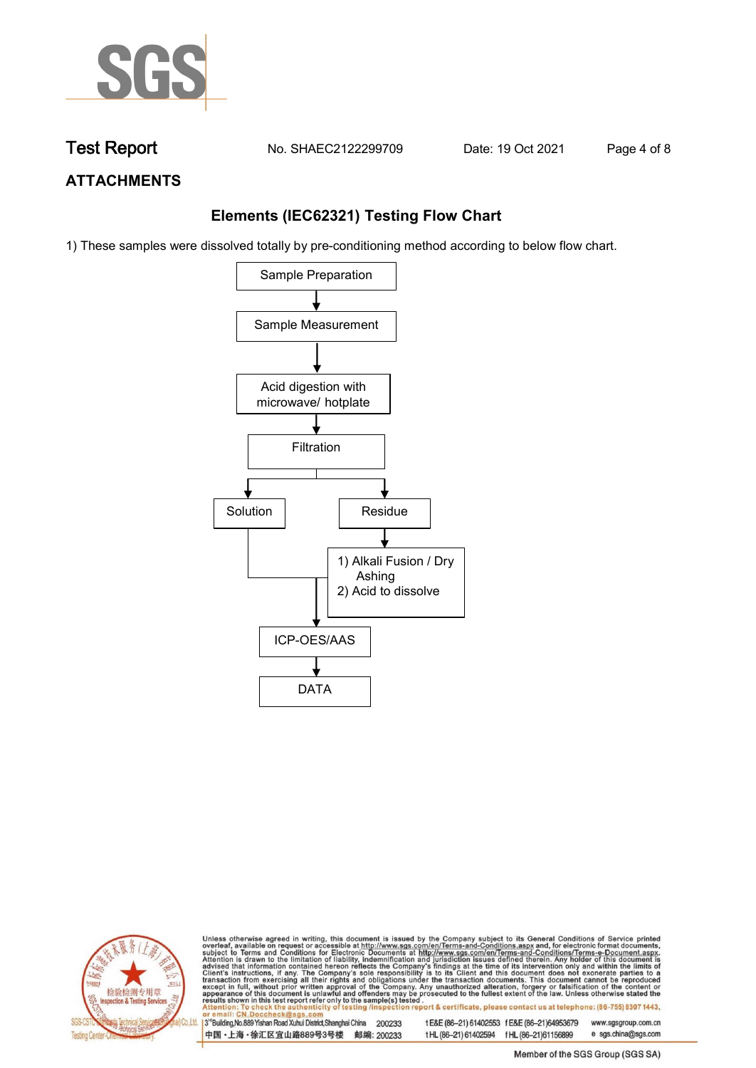# ATTACHMENTS

## Elements (IEC62321) Testing Flow Chart

1) These samples were dissolved totally by pre-conditioning method according to below flow chart.

```
Sample Preparation
        ↓
Sample Measurement
        ↓
Acid digestion with microwave/ hotplate
        ↓
Filtration
   ↓            ↓
Solution      Residue
   |            ↓
   |      1) Alkali Fusion / Dry Ashing
   |      2) Acid to dissolve
   ↓            |
ICP-OES/AAS  ←--
        ↓
      DATA
```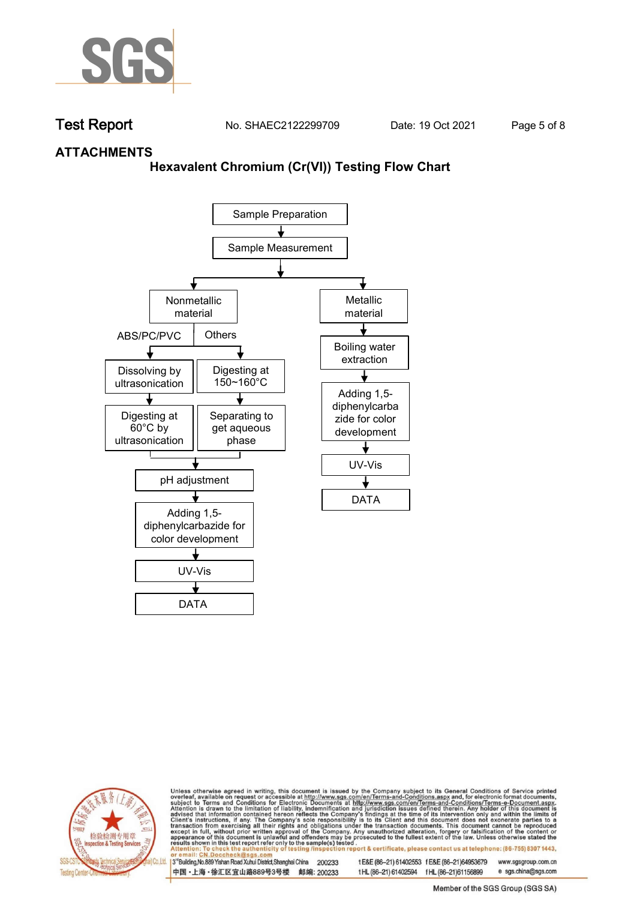**Test Report** No. SHAEC2122299709 Date: 19 Oct 2021

## ATTACHMENTS

### Hexavalent Chromium (Cr(VI)) Testing Flow Chart

Sample Preparation
↓
Sample Measurement
↓

**Nonmetallic material**

- ABS/PC/PVC
  - Dissolving by ultrasonication
  - ↓
  - Digesting at 60°C by ultrasonication
- Others
  - Digesting at 150~160°C
  - ↓
  - Separating to get aqueous phase

↓
pH adjustment
↓
Adding 1,5-diphenylcarbazide for color development
↓
UV-Vis
↓
DATA

**Metallic material**

↓
Boiling water extraction
↓
Adding 1,5-diphenylcarbazide for color development
↓
UV-Vis
↓
DATA

Unless otherwise agreed in writing, this document is issued by the Company subject to its General Conditions of Service printed overleaf, available on request or accessible at http://www.sgs.com/en/Terms-and-Conditions.aspx and, for electronic format documents, subject to Terms and Conditions for Electronic Documents at http://www.sgs.com/en/Terms-and-Conditions/Terms-e-Document.aspx. Attention is drawn to the limitation of liability, indemnification and jurisdiction issues defined therein. Any holder of this document is advised that information contained hereon reflects the Company's findings at the time of its intervention only and within the limits of Client's instructions, if any. The Company's sole responsibility is to its Client and this document does not exonerate parties to a transaction from exercising all their rights and obligations under the transaction documents. This document cannot be reproduced except in full, without prior written approval of the Company. Any unauthorized alteration, forgery or falsification of the content or appearance of this document is unlawful and offenders may be prosecuted to the fullest extent of the law. Unless otherwise stated the results shown in this test report refer only to the sample(s) tested.
Attention: To check the authenticity of testing /inspection report & certificate, please contact us at telephone: (86-755) 8307 1443, or email: CN.Doccheck@sgs.com

3[rd]Building,No.889 Yishan Road Xuhui District,Shanghai China 200233 t E&E (86–21) 61402553 f E&E (86–21)64953679 www.sgsgroup.com.cn
中国・上海・徐汇区宜山路889号3号楼 邮编: 200233 t HL (86–21) 61402594 f HL (86–21)61156899 e sgs.china@sgs.com

Member of the SGS Group (SGS SA)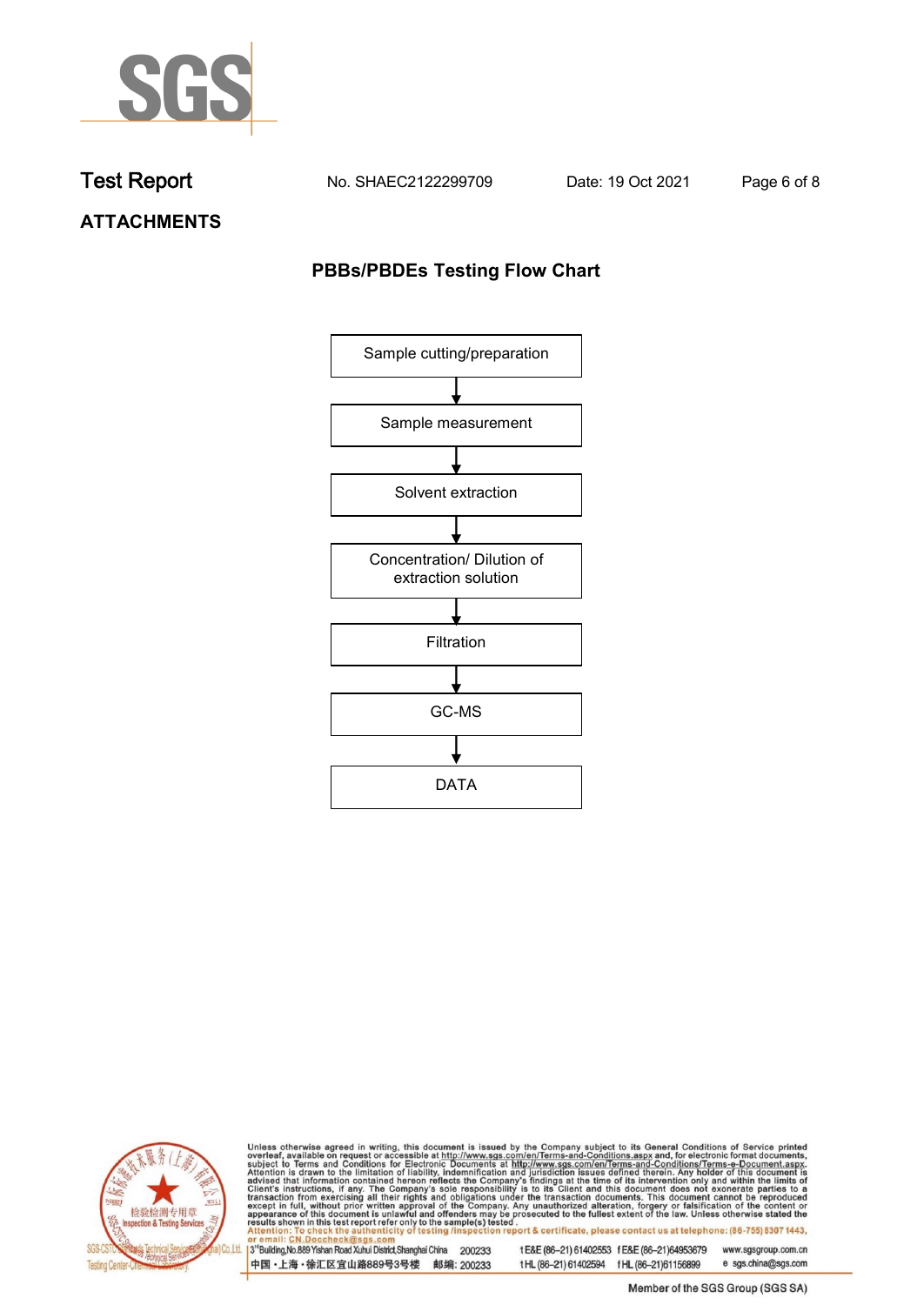# ATTACHMENTS

## PBBs/PBDEs Testing Flow Chart

Sample cutting/preparation

↓

Sample measurement

↓

Solvent extraction

↓

Concentration/ Dilution of extraction solution

↓

Filtration

↓

GC-MS

↓

DATA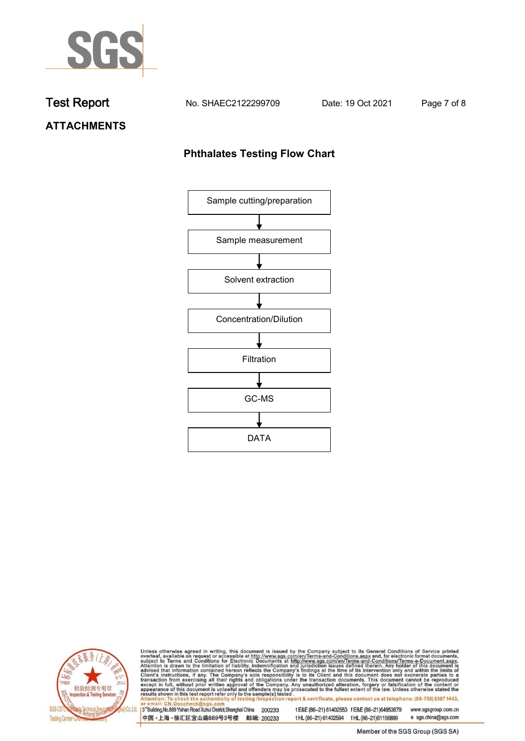## ATTACHMENTS

### Phthalates Testing Flow Chart

Sample cutting/preparation

↓

Sample measurement

↓

Solvent extraction

↓

Concentration/Dilution

↓

Filtration

↓

GC-MS

↓

DATA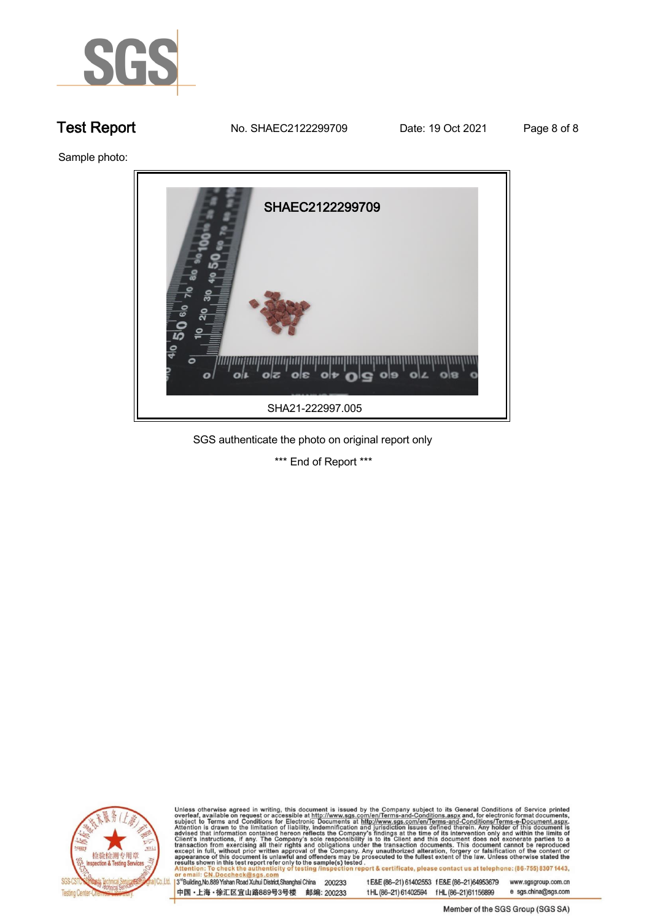# Test Report

No. SHAEC2122299709 Date: 19 Oct 2021

Sample photo:

SHAEC2122299709

SHA21-222997.005

SGS authenticate the photo on original report only

\*\*\* End of Report \*\*\*

Unless otherwise agreed in writing, this document is issued by the Company subject to its General Conditions of Service printed overleaf, available on request or accessible at http://www.sgs.com/en/Terms-and-Conditions.aspx and, for electronic format documents, subject to Terms and Conditions for Electronic Documents at http://www.sgs.com/en/Terms-and-Conditions/Terms-e-Document.aspx. Attention is drawn to the limitation of liability, indemnification and jurisdiction issues defined therein. Any holder of this document is advised that information contained hereon reflects the Company's findings at the time of its intervention only and within the limits of Client's instructions, if any. The Company's sole responsibility is to its Client and this document does not exonerate parties to a transaction from exercising all their rights and obligations under the transaction documents. This document cannot be reproduced except in full, without prior written approval of the Company. Any unauthorized alteration, forgery or falsification of the content or appearance of this document is unlawful and offenders may be prosecuted to the fullest extent of the law. Unless otherwise stated the results shown in this test report refer only to the sample(s) tested .
Attention: To check the authenticity of testing /inspection report & certificate, please contact us at telephone: (86-755) 8307 1443, or email: CN.Doccheck@sgs.com

3rd Building,No.889 Yishan Road Xuhui District,Shanghai China 200233 t E&E (86–21) 61402553 f E&E (86–21)64953679 www.sgsgroup.com.cn
中国・上海・徐汇区宜山路889号3号楼 邮编: 200233 t HL (86–21) 61402594 f HL (86–21)61156899 e sgs.china@sgs.com

Member of the SGS Group (SGS SA)